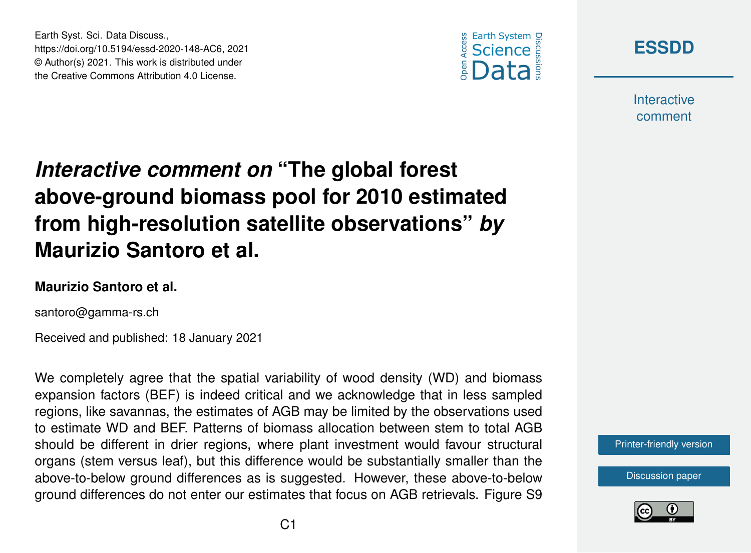# *Interactive comment on* "The global forest above-ground biomass pool for 2010 estimated from high-resolution satellite observations" *by* Maurizio Santoro et al.

**Maurizio Santoro et al.**

santoro@gamma-rs.ch

Received and published: 18 January 2021

We completely agree that the spatial variability of wood density (WD) and biomass expansion factors (BEF) is indeed critical and we acknowledge that in less sampled regions, like savannas, the estimates of AGB may be limited by the observations used to estimate WD and BEF. Patterns of biomass allocation between stem to total AGB should be different in drier regions, where plant investment would favour structural organs (stem versus leaf), but this difference would be substantially smaller than the above-to-below ground differences as is suggested. However, these above-to-below ground differences do not enter our estimates that focus on AGB retrievals. Figure S9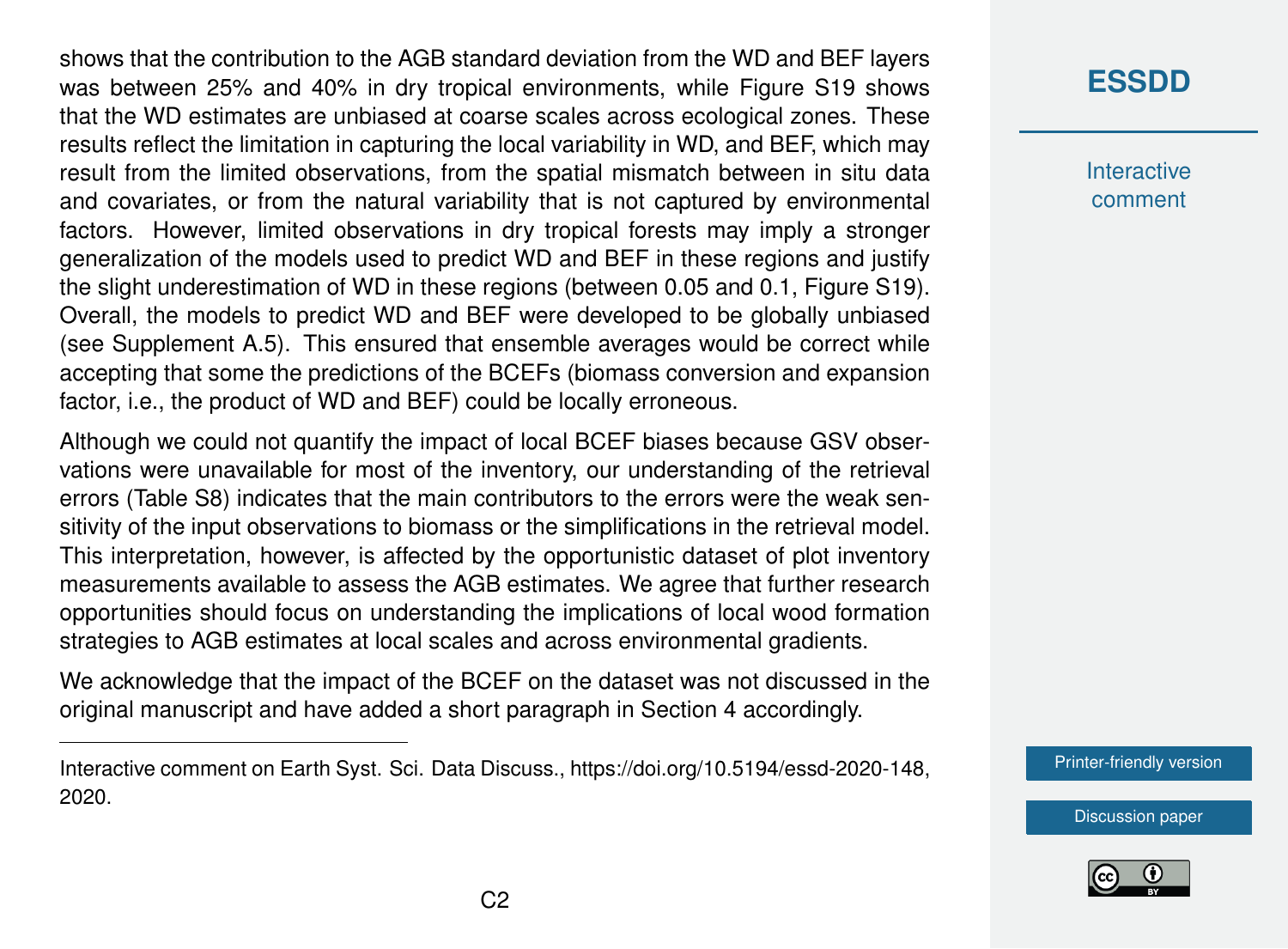shows that the contribution to the AGB standard deviation from the WD and BEF layers was between 25% and 40% in dry tropical environments, while Figure S19 shows that the WD estimates are unbiased at coarse scales across ecological zones. These results reflect the limitation in capturing the local variability in WD, and BEF, which may result from the limited observations, from the spatial mismatch between in situ data and covariates, or from the natural variability that is not captured by environmental factors. However, limited observations in dry tropical forests may imply a stronger generalization of the models used to predict WD and BEF in these regions and justify the slight underestimation of WD in these regions (between 0.05 and 0.1, Figure S19). Overall, the models to predict WD and BEF were developed to be globally unbiased (see Supplement A.5). This ensured that ensemble averages would be correct while accepting that some the predictions of the BCEFs (biomass conversion and expansion factor, i.e., the product of WD and BEF) could be locally erroneous.

Although we could not quantify the impact of local BCEF biases because GSV observations were unavailable for most of the inventory, our understanding of the retrieval errors (Table S8) indicates that the main contributors to the errors were the weak sensitivity of the input observations to biomass or the simplifications in the retrieval model. This interpretation, however, is affected by the opportunistic dataset of plot inventory measurements available to assess the AGB estimates. We agree that further research opportunities should focus on understanding the implications of local wood formation strategies to AGB estimates at local scales and across environmental gradients.

We acknowledge that the impact of the BCEF on the dataset was not discussed in the original manuscript and have added a short paragraph in Section 4 accordingly.

---

Interactive comment on Earth Syst. Sci. Data Discuss., https://doi.org/10.5194/essd-2020-148, 2020.